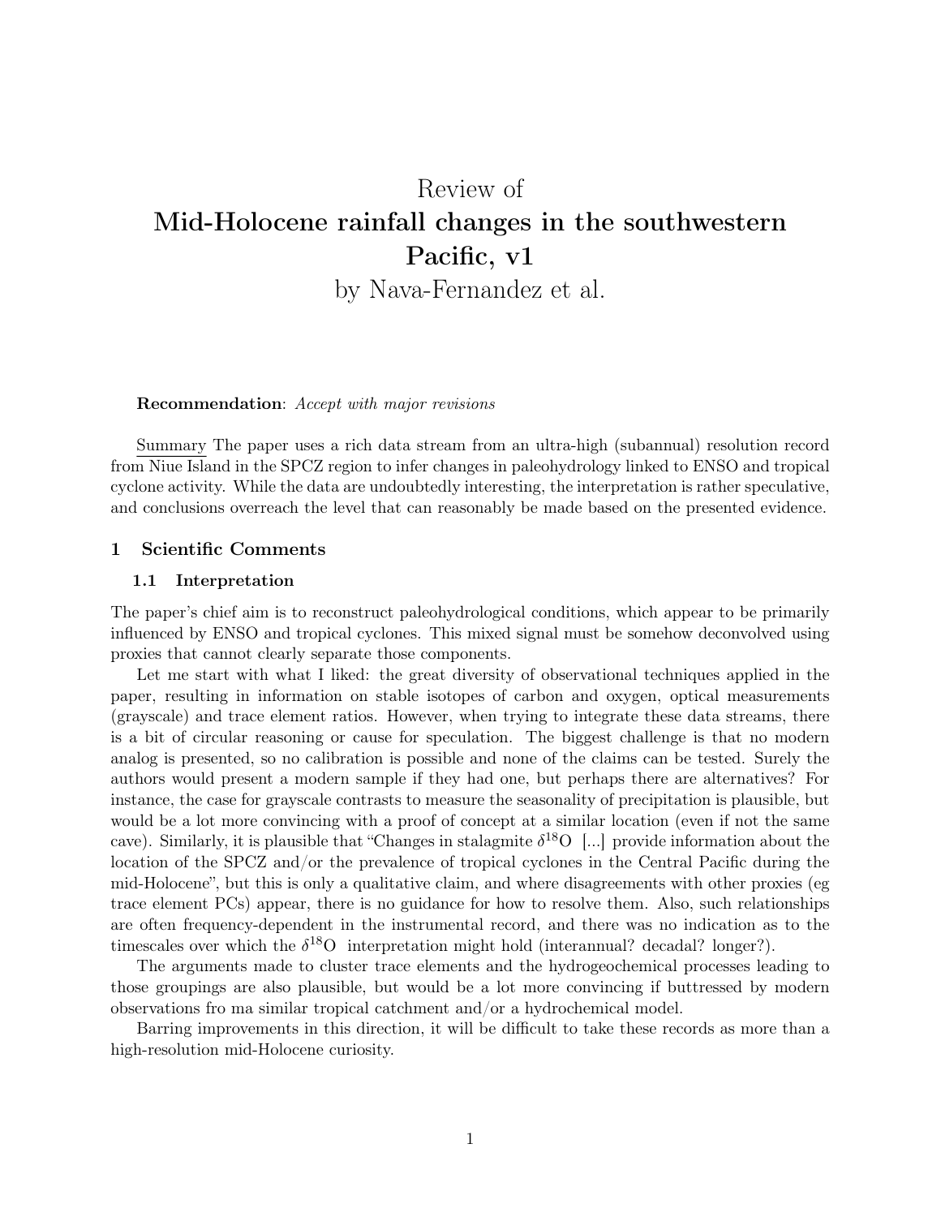# Review of
# **Mid-Holocene rainfall changes in the southwestern Pacific, v1**
# by Nava-Fernandez et al.

**Recommendation**: *Accept with major revisions*

Summary The paper uses a rich data stream from an ultra-high (subannual) resolution record from Niue Island in the SPCZ region to infer changes in paleohydrology linked to ENSO and tropical cyclone activity. While the data are undoubtedly interesting, the interpretation is rather speculative, and conclusions overreach the level that can reasonably be made based on the presented evidence.

## 1 Scientific Comments

### 1.1 Interpretation

The paper's chief aim is to reconstruct paleohydrological conditions, which appear to be primarily influenced by ENSO and tropical cyclones. This mixed signal must be somehow deconvolved using proxies that cannot clearly separate those components.

Let me start with what I liked: the great diversity of observational techniques applied in the paper, resulting in information on stable isotopes of carbon and oxygen, optical measurements (grayscale) and trace element ratios. However, when trying to integrate these data streams, there is a bit of circular reasoning or cause for speculation. The biggest challenge is that no modern analog is presented, so no calibration is possible and none of the claims can be tested. Surely the authors would present a modern sample if they had one, but perhaps there are alternatives? For instance, the case for grayscale contrasts to measure the seasonality of precipitation is plausible, but would be a lot more convincing with a proof of concept at a similar location (even if not the same cave). Similarly, it is plausible that "Changes in stalagmite $\delta^{18}$O [...] provide information about the location of the SPCZ and/or the prevalence of tropical cyclones in the Central Pacific during the mid-Holocene", but this is only a qualitative claim, and where disagreements with other proxies (eg trace element PCs) appear, there is no guidance for how to resolve them. Also, such relationships are often frequency-dependent in the instrumental record, and there was no indication as to the timescales over which the $\delta^{18}$O interpretation might hold (interannual? decadal? longer?).

The arguments made to cluster trace elements and the hydrogeochemical processes leading to those groupings are also plausible, but would be a lot more convincing if buttressed by modern observations fro ma similar tropical catchment and/or a hydrochemical model.

Barring improvements in this direction, it will be difficult to take these records as more than a high-resolution mid-Holocene curiosity.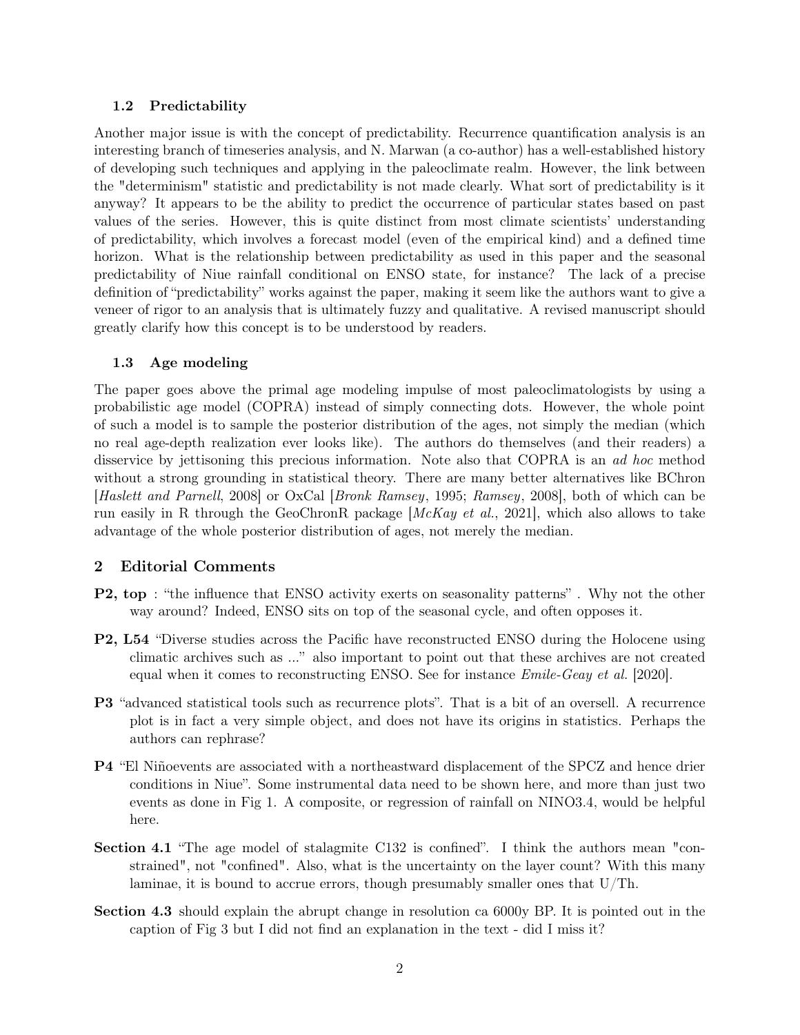### 1.2 Predictability

Another major issue is with the concept of predictability. Recurrence quantification analysis is an interesting branch of timeseries analysis, and N. Marwan (a co-author) has a well-established history of developing such techniques and applying in the paleoclimate realm. However, the link between the "determinism" statistic and predictability is not made clearly. What sort of predictability is it anyway? It appears to be the ability to predict the occurrence of particular states based on past values of the series. However, this is quite distinct from most climate scientists' understanding of predictability, which involves a forecast model (even of the empirical kind) and a defined time horizon. What is the relationship between predictability as used in this paper and the seasonal predictability of Niue rainfall conditional on ENSO state, for instance? The lack of a precise definition of "predictability" works against the paper, making it seem like the authors want to give a veneer of rigor to an analysis that is ultimately fuzzy and qualitative. A revised manuscript should greatly clarify how this concept is to be understood by readers.

### 1.3 Age modeling

The paper goes above the primal age modeling impulse of most paleoclimatologists by using a probabilistic age model (COPRA) instead of simply connecting dots. However, the whole point of such a model is to sample the posterior distribution of the ages, not simply the median (which no real age-depth realization ever looks like). The authors do themselves (and their readers) a disservice by jettisoning this precious information. Note also that COPRA is an *ad hoc* method without a strong grounding in statistical theory. There are many better alternatives like BChron [*Haslett and Parnell*, 2008] or OxCal [*Bronk Ramsey*, 1995; *Ramsey*, 2008], both of which can be run easily in R through the GeoChronR package [*McKay et al.*, 2021], which also allows to take advantage of the whole posterior distribution of ages, not merely the median.

## 2 Editorial Comments

**P2, top** : "the influence that ENSO activity exerts on seasonality patterns" . Why not the other way around? Indeed, ENSO sits on top of the seasonal cycle, and often opposes it.

**P2, L54** "Diverse studies across the Pacific have reconstructed ENSO during the Holocene using climatic archives such as ..." also important to point out that these archives are not created equal when it comes to reconstructing ENSO. See for instance *Emile-Geay et al.* [2020].

**P3** "advanced statistical tools such as recurrence plots". That is a bit of an oversell. A recurrence plot is in fact a very simple object, and does not have its origins in statistics. Perhaps the authors can rephrase?

**P4** "El Niñoevents are associated with a northeastward displacement of the SPCZ and hence drier conditions in Niue". Some instrumental data need to be shown here, and more than just two events as done in Fig 1. A composite, or regression of rainfall on NINO3.4, would be helpful here.

**Section 4.1** "The age model of stalagmite C132 is confined". I think the authors mean "constrained", not "confined". Also, what is the uncertainty on the layer count? With this many laminae, it is bound to accrue errors, though presumably smaller ones that U/Th.

**Section 4.3** should explain the abrupt change in resolution ca 6000y BP. It is pointed out in the caption of Fig 3 but I did not find an explanation in the text - did I miss it?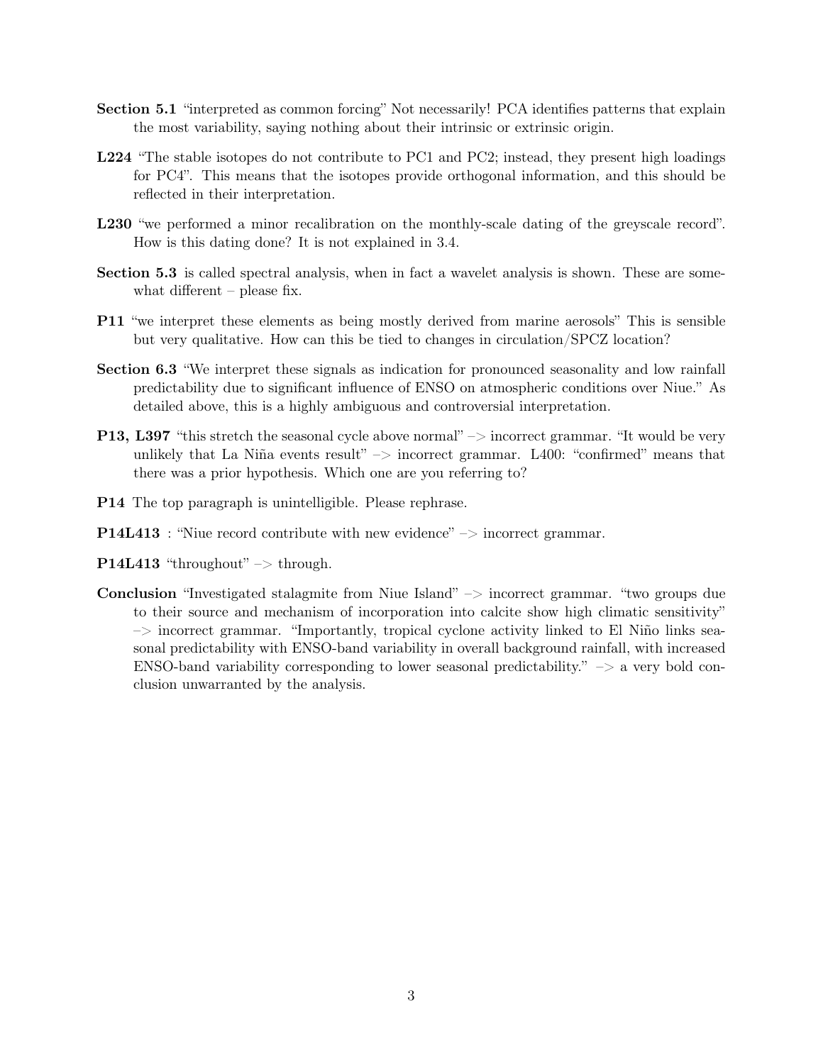- **Section 5.1** "interpreted as common forcing" Not necessarily! PCA identifies patterns that explain the most variability, saying nothing about their intrinsic or extrinsic origin.
- **L224** "The stable isotopes do not contribute to PC1 and PC2; instead, they present high loadings for PC4". This means that the isotopes provide orthogonal information, and this should be reflected in their interpretation.
- **L230** "we performed a minor recalibration on the monthly-scale dating of the greyscale record". How is this dating done? It is not explained in 3.4.
- **Section 5.3** is called spectral analysis, when in fact a wavelet analysis is shown. These are somewhat different – please fix.
- **P11** "we interpret these elements as being mostly derived from marine aerosols" This is sensible but very qualitative. How can this be tied to changes in circulation/SPCZ location?
- **Section 6.3** "We interpret these signals as indication for pronounced seasonality and low rainfall predictability due to significant influence of ENSO on atmospheric conditions over Niue." As detailed above, this is a highly ambiguous and controversial interpretation.
- **P13, L397** "this stretch the seasonal cycle above normal" –> incorrect grammar. "It would be very unlikely that La Niña events result" –> incorrect grammar. L400: "confirmed" means that there was a prior hypothesis. Which one are you referring to?
- **P14** The top paragraph is unintelligible. Please rephrase.
- **P14L413** : "Niue record contribute with new evidence" –> incorrect grammar.
- **P14L413** "throughout" –> through.
- **Conclusion** "Investigated stalagmite from Niue Island" –> incorrect grammar. "two groups due to their source and mechanism of incorporation into calcite show high climatic sensitivity" –> incorrect grammar. "Importantly, tropical cyclone activity linked to El Niño links seasonal predictability with ENSO-band variability in overall background rainfall, with increased ENSO-band variability corresponding to lower seasonal predictability." –> a very bold conclusion unwarranted by the analysis.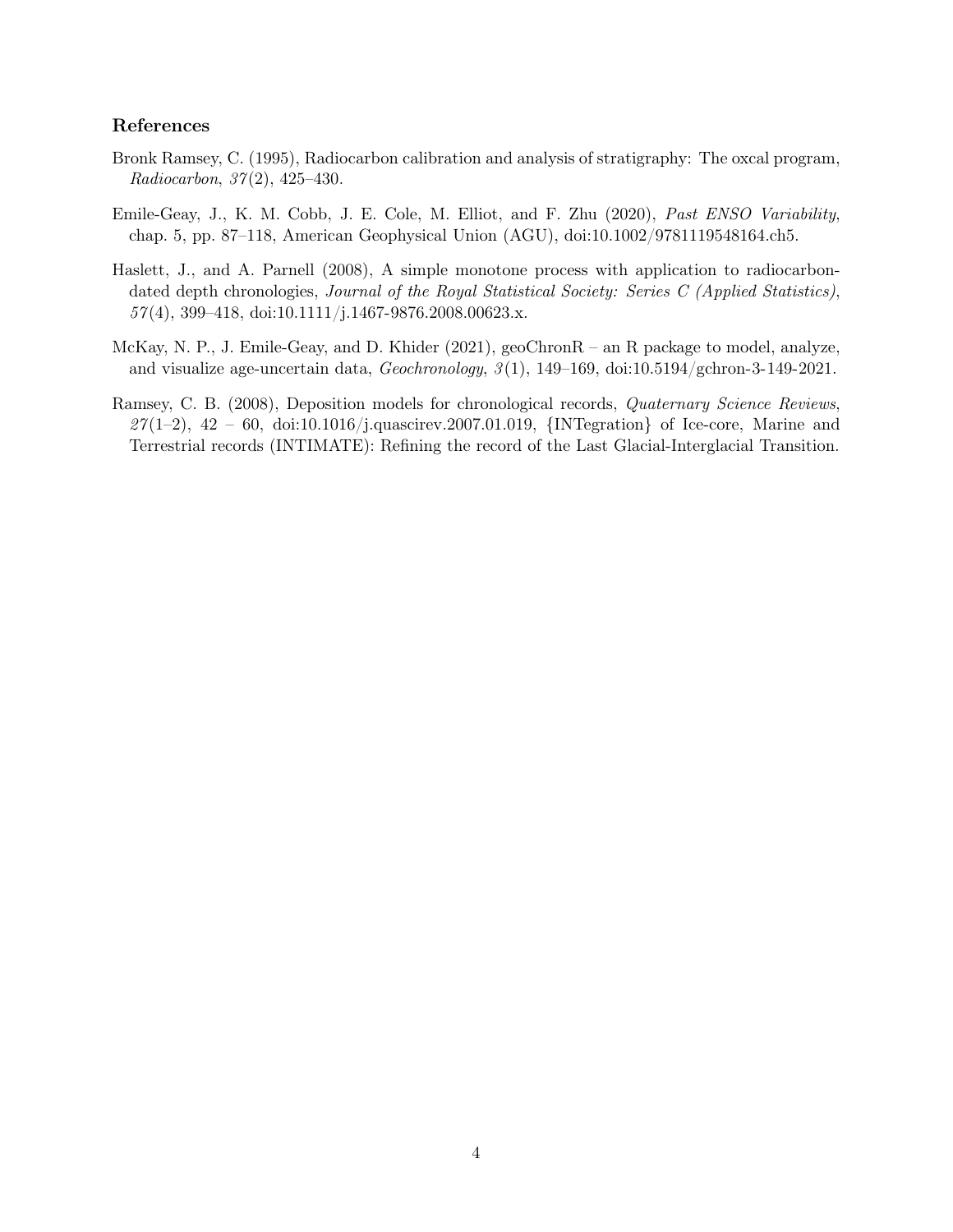## References

Bronk Ramsey, C. (1995), Radiocarbon calibration and analysis of stratigraphy: The oxcal program, *Radiocarbon*, *37*(2), 425–430.

Emile-Geay, J., K. M. Cobb, J. E. Cole, M. Elliot, and F. Zhu (2020), *Past ENSO Variability*, chap. 5, pp. 87–118, American Geophysical Union (AGU), doi:10.1002/9781119548164.ch5.

Haslett, J., and A. Parnell (2008), A simple monotone process with application to radiocarbon-dated depth chronologies, *Journal of the Royal Statistical Society: Series C (Applied Statistics)*, *57*(4), 399–418, doi:10.1111/j.1467-9876.2008.00623.x.

McKay, N. P., J. Emile-Geay, and D. Khider (2021), geoChronR – an R package to model, analyze, and visualize age-uncertain data, *Geochronology*, *3*(1), 149–169, doi:10.5194/gchron-3-149-2021.

Ramsey, C. B. (2008), Deposition models for chronological records, *Quaternary Science Reviews*, *27*(1–2), 42 – 60, doi:10.1016/j.quascirev.2007.01.019, {INTegration} of Ice-core, Marine and Terrestrial records (INTIMATE): Refining the record of the Last Glacial-Interglacial Transition.